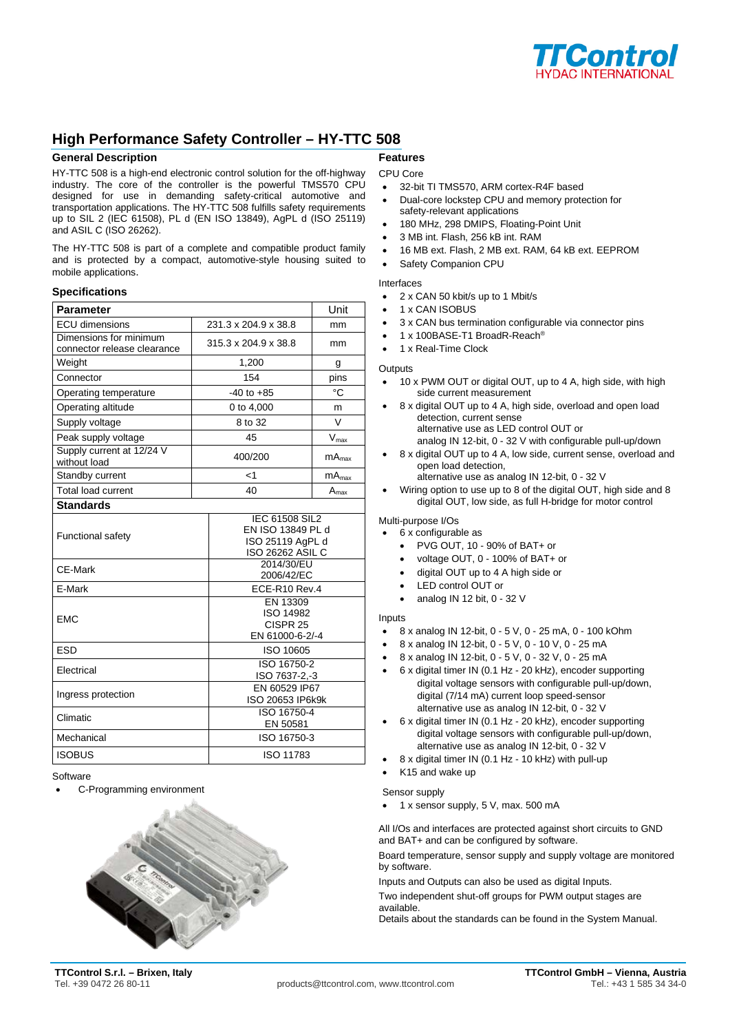# High Performance Safety Controller – HY-TTC 508

## General Description

HY-TTC 508 is a high-end electronic control solution for the off-highway industry. The core of the controller is the powerful TMS570 CPU designed for use in demanding safety-critical automotive and transportation applications. The HY-TTC 508 fulfills safety requirements up to SIL 2 (IEC 61508), PL d (EN ISO 13849), AgPL d (ISO 25119) and ASIL C (ISO 26262).

The HY-TTC 508 is part of a complete and compatible product family and is protected by a compact, automotive-style housing suited to mobile applications.

### Specifications

| Parameter | | Unit |
|---|---|---|
| ECU dimensions | 231.3 x 204.9 x 38.8 | mm |
| Dimensions for minimum connector release clearance | 315.3 x 204.9 x 38.8 | mm |
| Weight | 1,200 | g |
| Connector | 154 | pins |
| Operating temperature | -40 to +85 | °C |
| Operating altitude | 0 to 4,000 | m |
| Supply voltage | 8 to 32 | V |
| Peak supply voltage | 45 | $V_{max}$ |
| Supply current at 12/24 V without load | 400/200 | $mA_{max}$ |
| Standby current | <1 | $mA_{max}$ |
| Total load current | 40 | $A_{max}$ |

| Standards | |
|---|---|
| Functional safety | IEC 61508 SIL2<br>EN ISO 13849 PL d<br>ISO 25119 AgPL d<br>ISO 26262 ASIL C |
| CE-Mark | 2014/30/EU<br>2006/42/EC |
| E-Mark | ECE-R10 Rev.4 |
| EMC | EN 13309<br>ISO 14982<br>CISPR 25<br>EN 61000-6-2/-4 |
| ESD | ISO 10605 |
| Electrical | ISO 16750-2<br>ISO 7637-2,-3 |
| Ingress protection | EN 60529 IP67<br>ISO 20653 IP6k9k |
| Climatic | ISO 16750-4<br>EN 50581 |
| Mechanical | ISO 16750-3 |
| ISOBUS | ISO 11783 |

Software

- C-Programming environment

## Features

CPU Core

- 32-bit TI TMS570, ARM cortex-R4F based
- Dual-core lockstep CPU and memory protection for safety-relevant applications
- 180 MHz, 298 DMIPS, Floating-Point Unit
- 3 MB int. Flash, 256 kB int. RAM
- 16 MB ext. Flash, 2 MB ext. RAM, 64 kB ext. EEPROM
- Safety Companion CPU

Interfaces

- 2 x CAN 50 kbit/s up to 1 Mbit/s
- 1 x CAN ISOBUS
- 3 x CAN bus termination configurable via connector pins
- 1 x 100BASE-T1 BroadR-Reach®
- 1 x Real-Time Clock

Outputs

- 10 x PWM OUT or digital OUT, up to 4 A, high side, with high side current measurement
- 8 x digital OUT up to 4 A, high side, overload and open load detection, current sense
  alternative use as LED control OUT or
  analog IN 12-bit, 0 - 32 V with configurable pull-up/down
- 8 x digital OUT up to 4 A, low side, current sense, overload and open load detection,
  alternative use as analog IN 12-bit, 0 - 32 V
- Wiring option to use up to 8 of the digital OUT, high side and 8 digital OUT, low side, as full H-bridge for motor control

Multi-purpose I/Os

- 6 x configurable as
  - PVG OUT, 10 - 90% of BAT+ or
  - voltage OUT, 0 - 100% of BAT+ or
  - digital OUT up to 4 A high side or
  - LED control OUT or
  - analog IN 12 bit, 0 - 32 V

Inputs

- 8 x analog IN 12-bit, 0 - 5 V, 0 - 25 mA, 0 - 100 kOhm
- 8 x analog IN 12-bit, 0 - 5 V, 0 - 10 V, 0 - 25 mA
- 8 x analog IN 12-bit, 0 - 5 V, 0 - 32 V, 0 - 25 mA
- 6 x digital timer IN (0.1 Hz - 20 kHz), encoder supporting digital voltage sensors with configurable pull-up/down, digital (7/14 mA) current loop speed-sensor
  alternative use as analog IN 12-bit, 0 - 32 V
- 6 x digital timer IN (0.1 Hz - 20 kHz), encoder supporting digital voltage sensors with configurable pull-up/down,
  alternative use as analog IN 12-bit, 0 - 32 V
- 8 x digital timer IN (0.1 Hz - 10 kHz) with pull-up
- K15 and wake up

Sensor supply

- 1 x sensor supply, 5 V, max. 500 mA

All I/Os and interfaces are protected against short circuits to GND and BAT+ and can be configured by software.

Board temperature, sensor supply and supply voltage are monitored by software.

Inputs and Outputs can also be used as digital Inputs.

Two independent shut-off groups for PWM output stages are available.
Details about the standards can be found in the System Manual.

**TTControl S.r.l. – Brixen, Italy**
Tel. +39 0472 26 80-11

products@ttcontrol.com, www.ttcontrol.com

**TTControl GmbH – Vienna, Austria**
Tel.: +43 1 585 34 34-0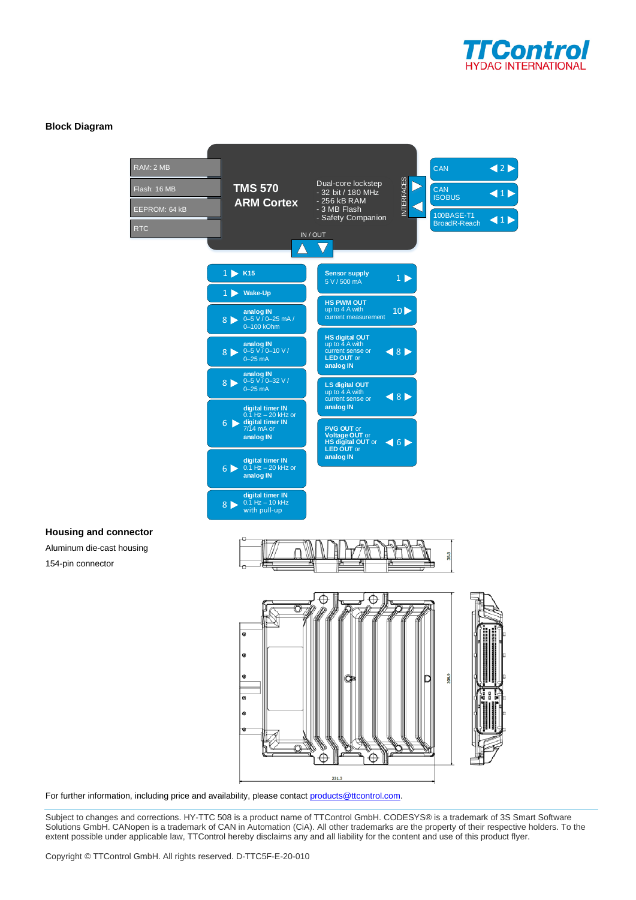## Block Diagram

RAM: 2 MB

Flash: 16 MB

EEPROM: 64 kB

RTC

**TMS 570**
**ARM Cortex**

Dual-core lockstep
- 32 bit / 180 MHz
- 256 kB RAM
- 3 MB Flash
- Safety Companion

INTERFACES

CAN 2

CAN ISOBUS 1

100BASE-T1 BroadR-Reach 1

IN / OUT

1 **K15**

1 **Wake-Up**

8 **analog IN** 0–5 V / 0–25 mA / 0–100 kOhm

8 **analog IN** 0–5 V / 0–10 V / 0–25 mA

8 **analog IN** 0–5 V / 0–32 V / 0–25 mA

6 **digital timer IN** 0.1 Hz – 20 kHz or **digital timer IN** 7/14 mA or **analog IN**

6 **digital timer IN** 0.1 Hz – 20 kHz or **analog IN**

8 **digital timer IN** 0.1 Hz – 10 kHz with pull-up

**Sensor supply** 5 V / 500 mA 1

**HS PWM OUT** up to 4 A with current measurement 10

**HS digital OUT** up to 4 A with current sense or **LED OUT** or **analog IN** 8

**LS digital OUT** up to 4 A with current sense or **analog IN** 8

**PVG OUT** or **Voltage OUT** or **HS digital OUT** or **LED OUT** or **analog IN** 6

## Housing and connector

Aluminum die-cast housing

154-pin connector

38.8

204.9

231.3

For further information, including price and availability, please contact products@ttcontrol.com.

Subject to changes and corrections. HY-TTC 508 is a product name of TTControl GmbH. CODESYS® is a trademark of 3S Smart Software Solutions GmbH. CANopen is a trademark of CAN in Automation (CiA). All other trademarks are the property of their respective holders. To the extent possible under applicable law, TTControl hereby disclaims any and all liability for the content and use of this product flyer.

Copyright © TTControl GmbH. All rights reserved. D-TTC5F-E-20-010